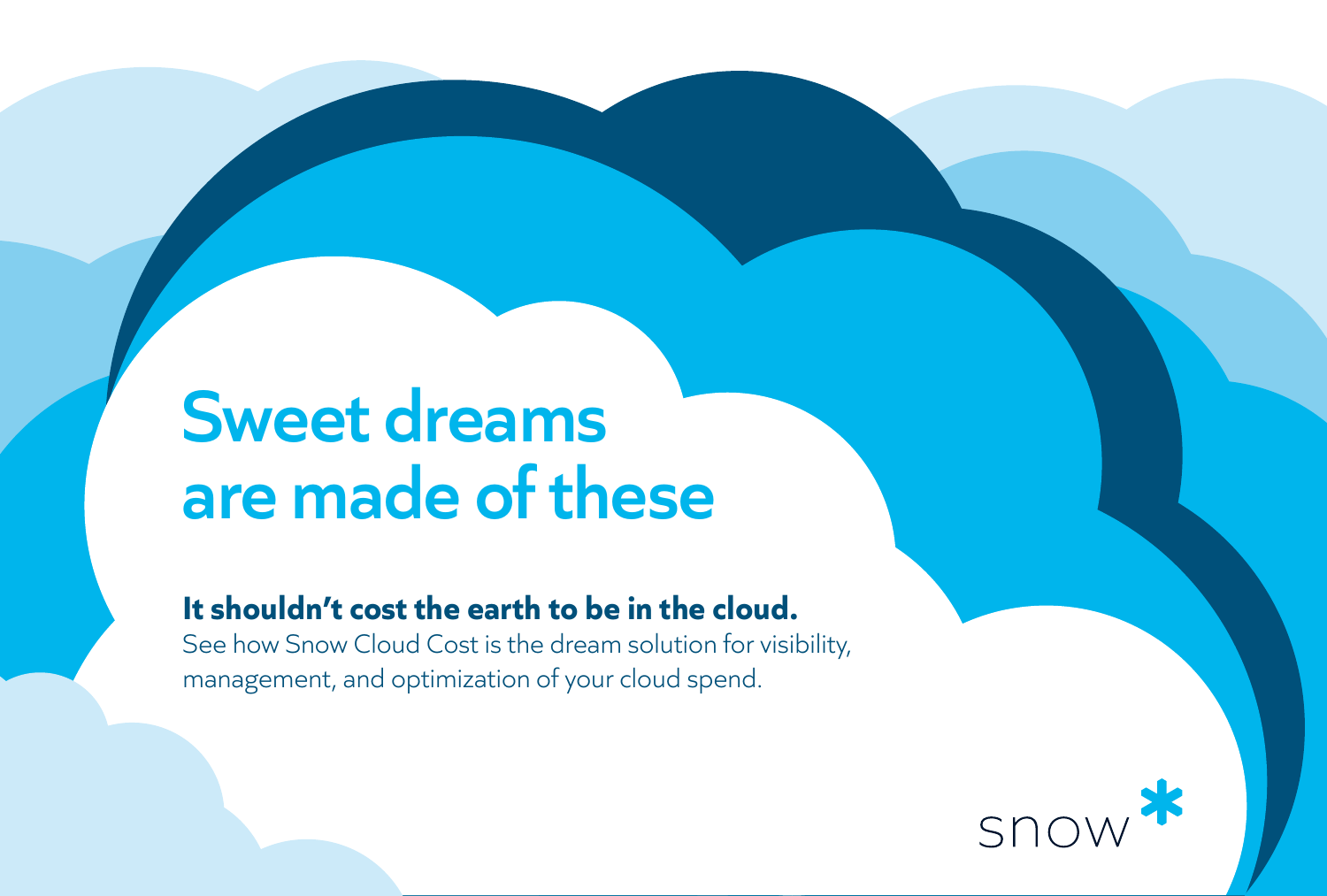# Sweet dreams are made of these

**It shouldn't cost the earth to be in the cloud.**

See how Snow Cloud Cost is the dream solution for visibility, management, and optimization of your cloud spend.

snow*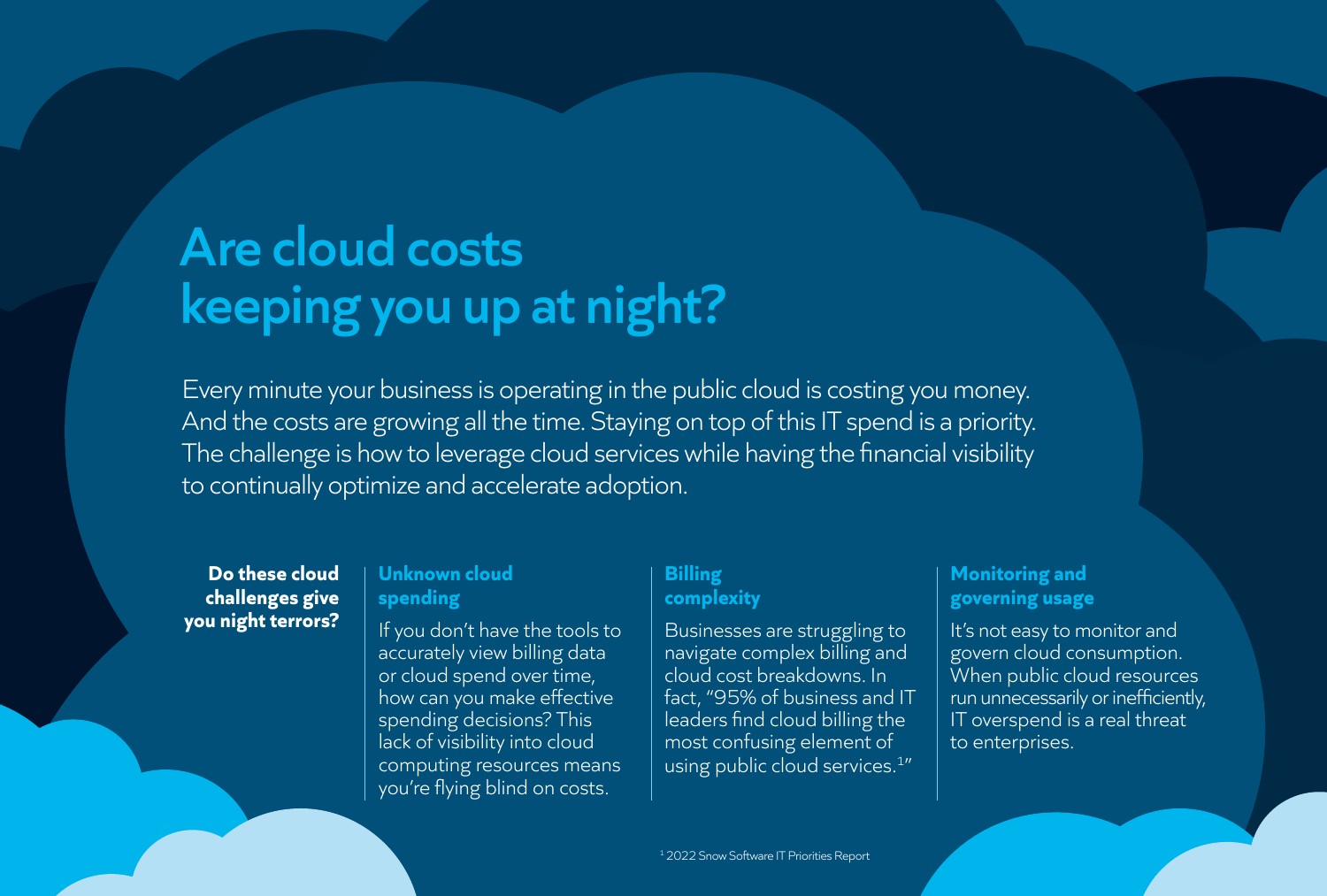# Are cloud costs keeping you up at night?

Every minute your business is operating in the public cloud is costing you money. And the costs are growing all the time. Staying on top of this IT spend is a priority. The challenge is how to leverage cloud services while having the financial visibility to continually optimize and accelerate adoption.

**Do these cloud challenges give you night terrors?**

### Unknown cloud spending

If you don't have the tools to accurately view billing data or cloud spend over time, how can you make effective spending decisions? This lack of visibility into cloud computing resources means you're flying blind on costs.

### Billing complexity

Businesses are struggling to navigate complex billing and cloud cost breakdowns. In fact, "95% of business and IT leaders find cloud billing the most confusing element of using public cloud services.[1]"

### Monitoring and governing usage

It's not easy to monitor and govern cloud consumption. When public cloud resources run unnecessarily or inefficiently, IT overspend is a real threat to enterprises.

[1] 2022 Snow Software IT Priorities Report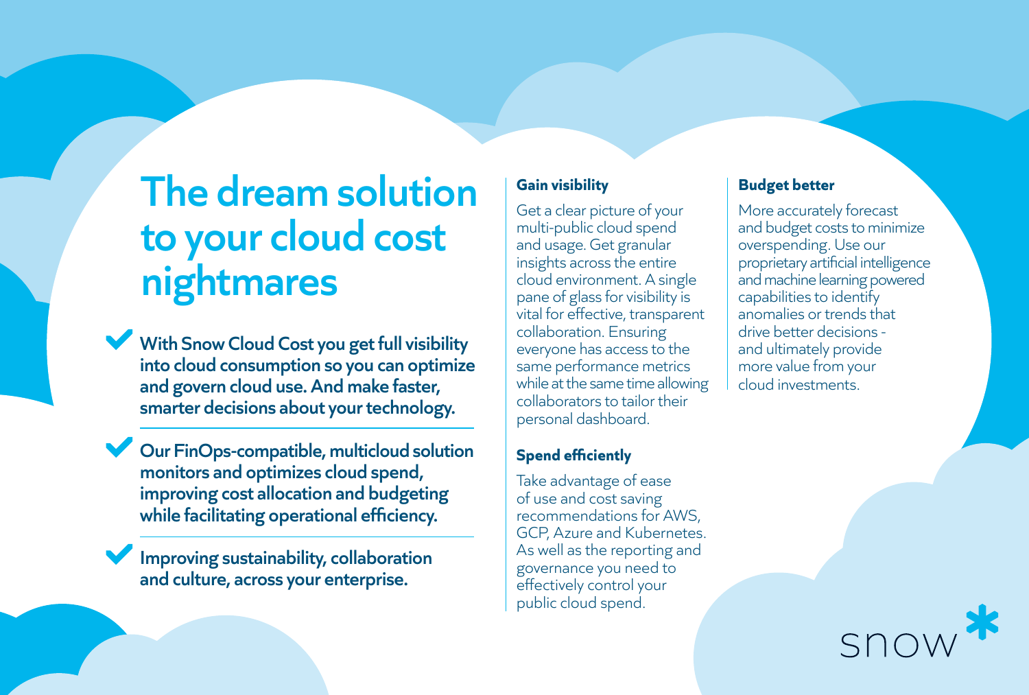# The dream solution to your cloud cost nightmares

- **With Snow Cloud Cost you get full visibility into cloud consumption so you can optimize and govern cloud use. And make faster, smarter decisions about your technology.**

- **Our FinOps-compatible, multicloud solution monitors and optimizes cloud spend, improving cost allocation and budgeting while facilitating operational efficiency.**

- **Improving sustainability, collaboration and culture, across your enterprise.**

### Gain visibility

Get a clear picture of your multi-public cloud spend and usage. Get granular insights across the entire cloud environment. A single pane of glass for visibility is vital for effective, transparent collaboration. Ensuring everyone has access to the same performance metrics while at the same time allowing collaborators to tailor their personal dashboard.

### Spend efficiently

Take advantage of ease of use and cost saving recommendations for AWS, GCP, Azure and Kubernetes. As well as the reporting and governance you need to effectively control your public cloud spend.

### Budget better

More accurately forecast and budget costs to minimize overspending. Use our proprietary artificial intelligence and machine learning powered capabilities to identify anomalies or trends that drive better decisions - and ultimately provide more value from your cloud investments.

snow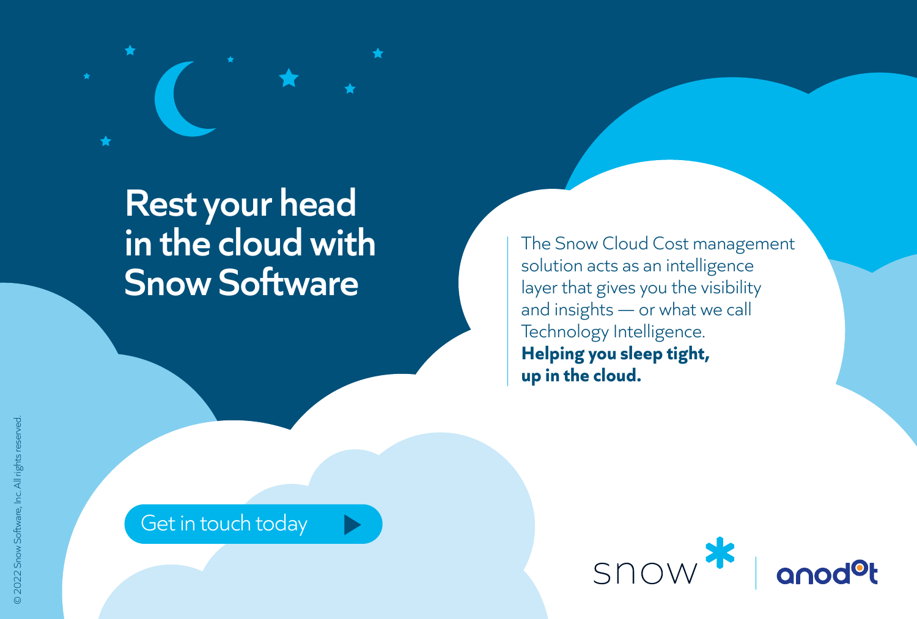# Rest your head in the cloud with Snow Software

The Snow Cloud Cost management solution acts as an intelligence layer that gives you the visibility and insights — or what we call Technology Intelligence.
**Helping you sleep tight, up in the cloud.**

Get in touch today

snow | anodot

© 2022 Snow Software, Inc. All rights reserved.